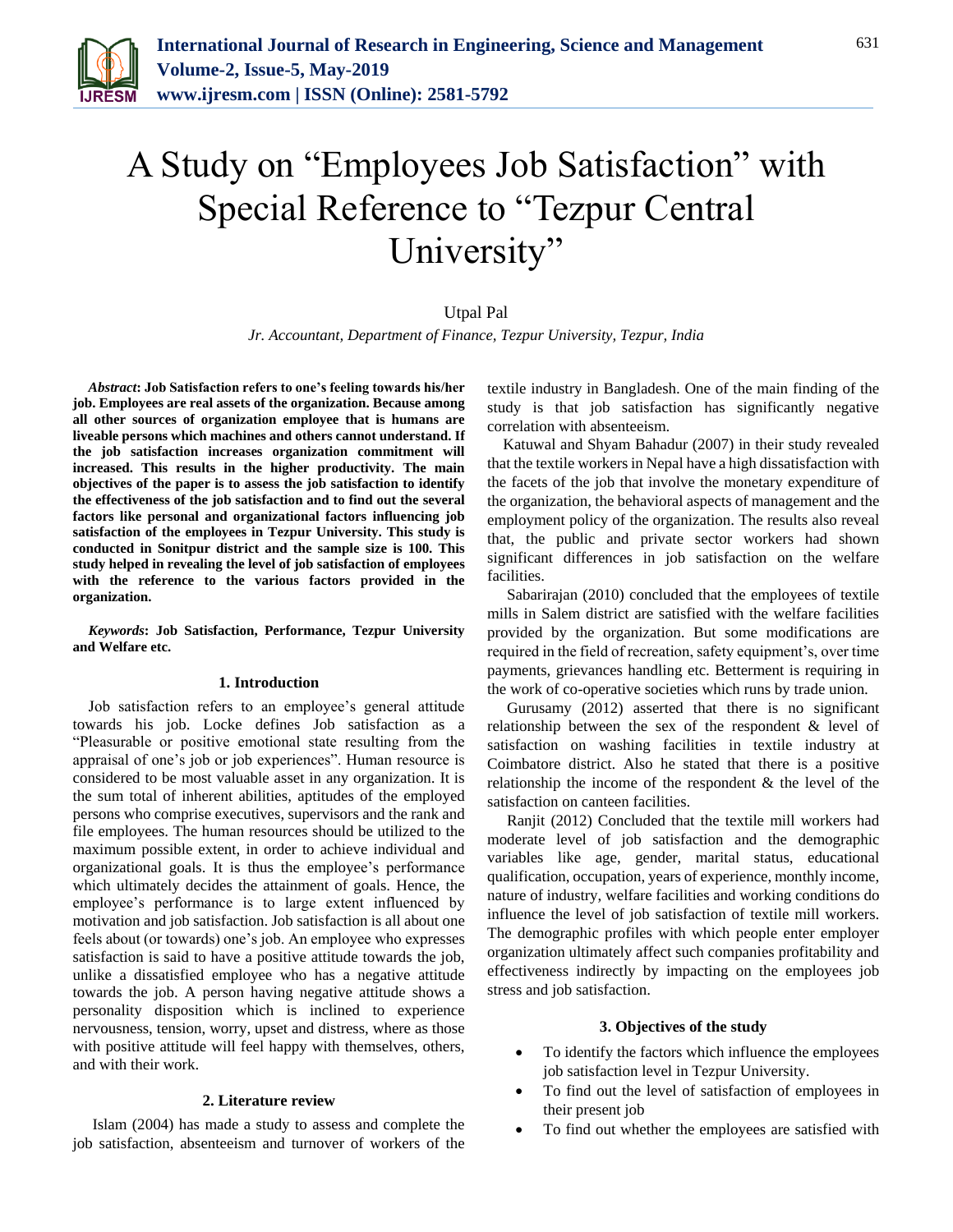# A Study on "Employees Job Satisfaction" with Special Reference to "Tezpur Central University"

Utpal Pal

*Jr. Accountant, Department of Finance, Tezpur University, Tezpur, India*

***Abstract*: Job Satisfaction refers to one's feeling towards his/her job. Employees are real assets of the organization. Because among all other sources of organization employee that is humans are liveable persons which machines and others cannot understand. If the job satisfaction increases organization commitment will increased. This results in the higher productivity. The main objectives of the paper is to assess the job satisfaction to identify the effectiveness of the job satisfaction and to find out the several factors like personal and organizational factors influencing job satisfaction of the employees in Tezpur University. This study is conducted in Sonitpur district and the sample size is 100. This study helped in revealing the level of job satisfaction of employees with the reference to the various factors provided in the organization.**

***Keywords*: Job Satisfaction, Performance, Tezpur University and Welfare etc.**

## 1. Introduction

Job satisfaction refers to an employee's general attitude towards his job. Locke defines Job satisfaction as a "Pleasurable or positive emotional state resulting from the appraisal of one's job or job experiences". Human resource is considered to be most valuable asset in any organization. It is the sum total of inherent abilities, aptitudes of the employed persons who comprise executives, supervisors and the rank and file employees. The human resources should be utilized to the maximum possible extent, in order to achieve individual and organizational goals. It is thus the employee's performance which ultimately decides the attainment of goals. Hence, the employee's performance is to large extent influenced by motivation and job satisfaction. Job satisfaction is all about one feels about (or towards) one's job. An employee who expresses satisfaction is said to have a positive attitude towards the job, unlike a dissatisfied employee who has a negative attitude towards the job. A person having negative attitude shows a personality disposition which is inclined to experience nervousness, tension, worry, upset and distress, where as those with positive attitude will feel happy with themselves, others, and with their work.

## 2. Literature review

Islam (2004) has made a study to assess and complete the job satisfaction, absenteeism and turnover of workers of the textile industry in Bangladesh. One of the main finding of the study is that job satisfaction has significantly negative correlation with absenteeism.

Katuwal and Shyam Bahadur (2007) in their study revealed that the textile workers in Nepal have a high dissatisfaction with the facets of the job that involve the monetary expenditure of the organization, the behavioral aspects of management and the employment policy of the organization. The results also reveal that, the public and private sector workers had shown significant differences in job satisfaction on the welfare facilities.

Sabarirajan (2010) concluded that the employees of textile mills in Salem district are satisfied with the welfare facilities provided by the organization. But some modifications are required in the field of recreation, safety equipment's, over time payments, grievances handling etc. Betterment is requiring in the work of co-operative societies which runs by trade union.

Gurusamy (2012) asserted that there is no significant relationship between the sex of the respondent & level of satisfaction on washing facilities in textile industry at Coimbatore district. Also he stated that there is a positive relationship the income of the respondent & the level of the satisfaction on canteen facilities.

Ranjit (2012) Concluded that the textile mill workers had moderate level of job satisfaction and the demographic variables like age, gender, marital status, educational qualification, occupation, years of experience, monthly income, nature of industry, welfare facilities and working conditions do influence the level of job satisfaction of textile mill workers. The demographic profiles with which people enter employer organization ultimately affect such companies profitability and effectiveness indirectly by impacting on the employees job stress and job satisfaction.

## 3. Objectives of the study

- To identify the factors which influence the employees job satisfaction level in Tezpur University.
- To find out the level of satisfaction of employees in their present job
- To find out whether the employees are satisfied with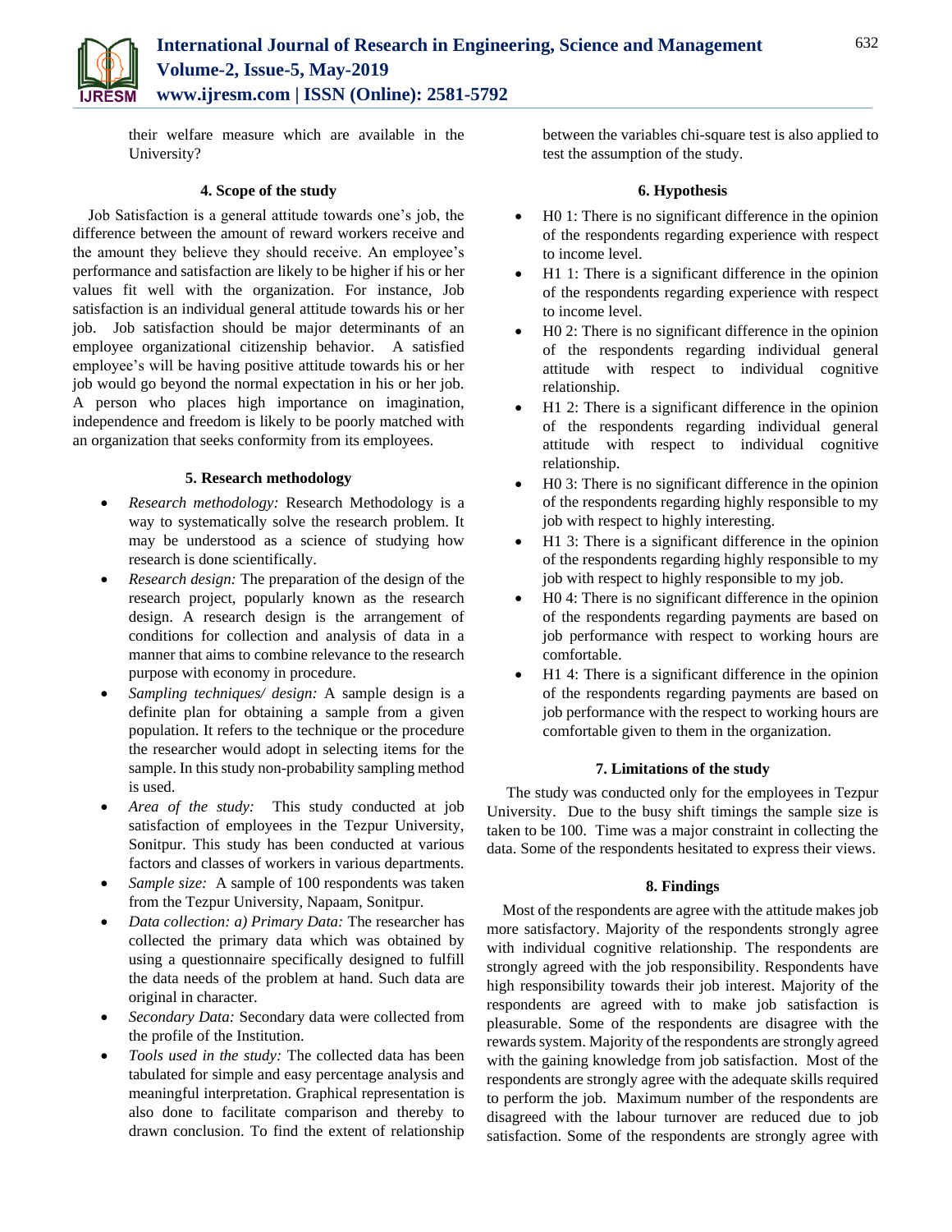their welfare measure which are available in the University?

### 4. Scope of the study

Job Satisfaction is a general attitude towards one's job, the difference between the amount of reward workers receive and the amount they believe they should receive. An employee's performance and satisfaction are likely to be higher if his or her values fit well with the organization. For instance, Job satisfaction is an individual general attitude towards his or her job. Job satisfaction should be major determinants of an employee organizational citizenship behavior. A satisfied employee's will be having positive attitude towards his or her job would go beyond the normal expectation in his or her job. A person who places high importance on imagination, independence and freedom is likely to be poorly matched with an organization that seeks conformity from its employees.

### 5. Research methodology

- *Research methodology:* Research Methodology is a way to systematically solve the research problem. It may be understood as a science of studying how research is done scientifically.
- *Research design:* The preparation of the design of the research project, popularly known as the research design. A research design is the arrangement of conditions for collection and analysis of data in a manner that aims to combine relevance to the research purpose with economy in procedure.
- *Sampling techniques/ design:* A sample design is a definite plan for obtaining a sample from a given population. It refers to the technique or the procedure the researcher would adopt in selecting items for the sample. In this study non-probability sampling method is used.
- *Area of the study:* This study conducted at job satisfaction of employees in the Tezpur University, Sonitpur. This study has been conducted at various factors and classes of workers in various departments.
- *Sample size:* A sample of 100 respondents was taken from the Tezpur University, Napaam, Sonitpur.
- *Data collection: a) Primary Data:* The researcher has collected the primary data which was obtained by using a questionnaire specifically designed to fulfill the data needs of the problem at hand. Such data are original in character.
- *Secondary Data:* Secondary data were collected from the profile of the Institution.
- *Tools used in the study:* The collected data has been tabulated for simple and easy percentage analysis and meaningful interpretation. Graphical representation is also done to facilitate comparison and thereby to drawn conclusion. To find the extent of relationship between the variables chi-square test is also applied to test the assumption of the study.

### 6. Hypothesis

- H0 1: There is no significant difference in the opinion of the respondents regarding experience with respect to income level.
- H1 1: There is a significant difference in the opinion of the respondents regarding experience with respect to income level.
- H0 2: There is no significant difference in the opinion of the respondents regarding individual general attitude with respect to individual cognitive relationship.
- H1 2: There is a significant difference in the opinion of the respondents regarding individual general attitude with respect to individual cognitive relationship.
- H0 3: There is no significant difference in the opinion of the respondents regarding highly responsible to my job with respect to highly interesting.
- H1 3: There is a significant difference in the opinion of the respondents regarding highly responsible to my job with respect to highly responsible to my job.
- H0 4: There is no significant difference in the opinion of the respondents regarding payments are based on job performance with respect to working hours are comfortable.
- H1 4: There is a significant difference in the opinion of the respondents regarding payments are based on job performance with the respect to working hours are comfortable given to them in the organization.

### 7. Limitations of the study

The study was conducted only for the employees in Tezpur University. Due to the busy shift timings the sample size is taken to be 100. Time was a major constraint in collecting the data. Some of the respondents hesitated to express their views.

### 8. Findings

Most of the respondents are agree with the attitude makes job more satisfactory. Majority of the respondents strongly agree with individual cognitive relationship. The respondents are strongly agreed with the job responsibility. Respondents have high responsibility towards their job interest. Majority of the respondents are agreed with to make job satisfaction is pleasurable. Some of the respondents are disagree with the rewards system. Majority of the respondents are strongly agreed with the gaining knowledge from job satisfaction. Most of the respondents are strongly agree with the adequate skills required to perform the job. Maximum number of the respondents are disagreed with the labour turnover are reduced due to job satisfaction. Some of the respondents are strongly agree with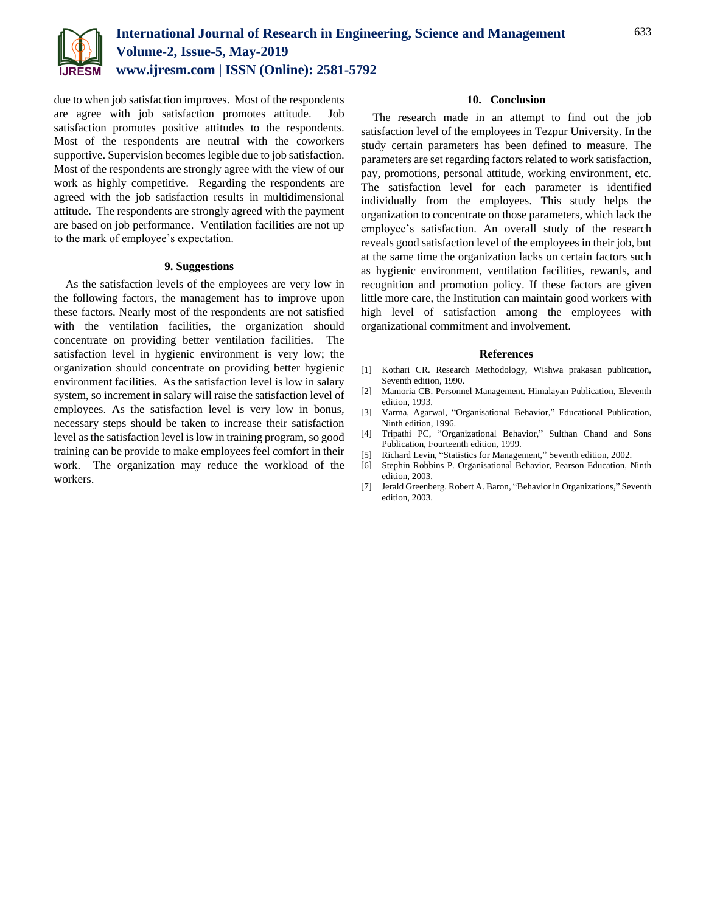due to when job satisfaction improves. Most of the respondents are agree with job satisfaction promotes attitude. Job satisfaction promotes positive attitudes to the respondents. Most of the respondents are neutral with the coworkers supportive. Supervision becomes legible due to job satisfaction. Most of the respondents are strongly agree with the view of our work as highly competitive. Regarding the respondents are agreed with the job satisfaction results in multidimensional attitude. The respondents are strongly agreed with the payment are based on job performance. Ventilation facilities are not up to the mark of employee's expectation.

## 9. Suggestions

As the satisfaction levels of the employees are very low in the following factors, the management has to improve upon these factors. Nearly most of the respondents are not satisfied with the ventilation facilities, the organization should concentrate on providing better ventilation facilities. The satisfaction level in hygienic environment is very low; the organization should concentrate on providing better hygienic environment facilities. As the satisfaction level is low in salary system, so increment in salary will raise the satisfaction level of employees. As the satisfaction level is very low in bonus, necessary steps should be taken to increase their satisfaction level as the satisfaction level is low in training program, so good training can be provide to make employees feel comfort in their work. The organization may reduce the workload of the workers.

## 10. Conclusion

The research made in an attempt to find out the job satisfaction level of the employees in Tezpur University. In the study certain parameters has been defined to measure. The parameters are set regarding factors related to work satisfaction, pay, promotions, personal attitude, working environment, etc. The satisfaction level for each parameter is identified individually from the employees. This study helps the organization to concentrate on those parameters, which lack the employee's satisfaction. An overall study of the research reveals good satisfaction level of the employees in their job, but at the same time the organization lacks on certain factors such as hygienic environment, ventilation facilities, rewards, and recognition and promotion policy. If these factors are given little more care, the Institution can maintain good workers with high level of satisfaction among the employees with organizational commitment and involvement.

## References

[1] Kothari CR. Research Methodology, Wishwa prakasan publication, Seventh edition, 1990.

[2] Mamoria CB. Personnel Management. Himalayan Publication, Eleventh edition, 1993.

[3] Varma, Agarwal, "Organisational Behavior," Educational Publication, Ninth edition, 1996.

[4] Tripathi PC, "Organizational Behavior," Sulthan Chand and Sons Publication, Fourteenth edition, 1999.

[5] Richard Levin, "Statistics for Management," Seventh edition, 2002.

[6] Stephin Robbins P. Organisational Behavior, Pearson Education, Ninth edition, 2003.

[7] Jerald Greenberg. Robert A. Baron, "Behavior in Organizations," Seventh edition, 2003.